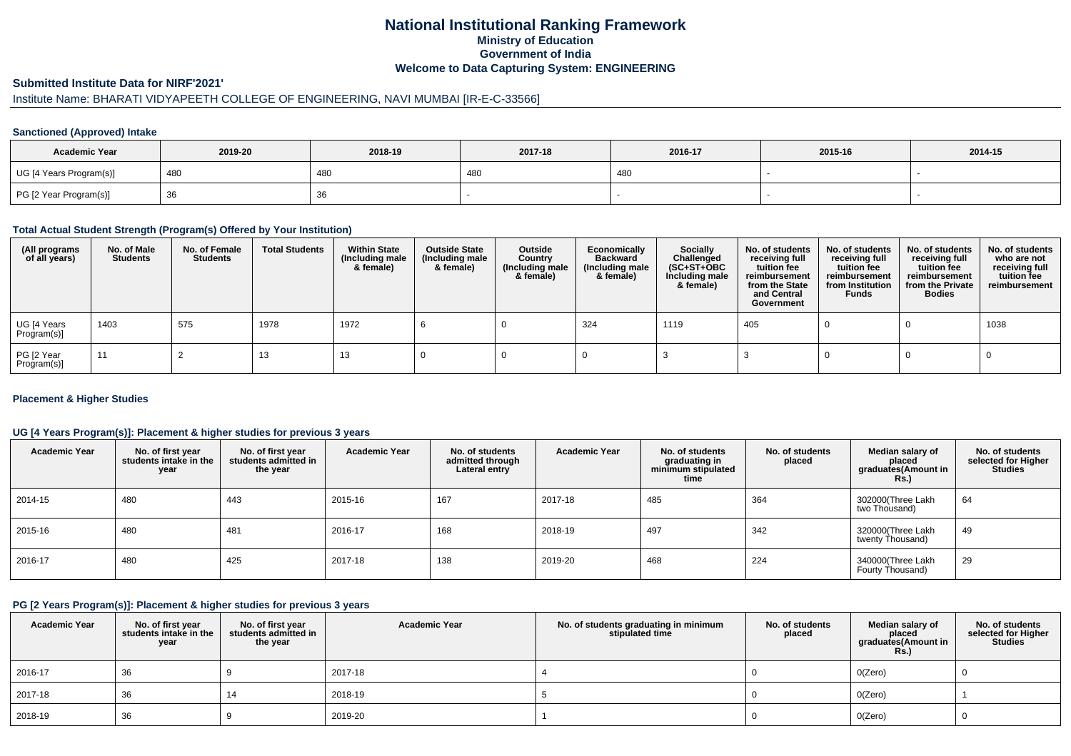# National Institutional Ranking Framework

**Ministry of Education**

**Government of India**

**Welcome to Data Capturing System: ENGINEERING**

## Submitted Institute Data for NIRF'2021'

Institute Name: BHARATI VIDYAPEETH COLLEGE OF ENGINEERING, NAVI MUMBAI [IR-E-C-33566]

### Sanctioned (Approved) Intake

| Academic Year | 2019-20 | 2018-19 | 2017-18 | 2016-17 | 2015-16 | 2014-15 |
|---|---|---|---|---|---|---|
| UG [4 Years Program(s)] | 480 | 480 | 480 | 480 | - | - |
| PG [2 Year Program(s)] | 36 | 36 | - | - | - | - |

### Total Actual Student Strength (Program(s) Offered by Your Institution)

| (All programs of all years) | No. of Male Students | No. of Female Students | Total Students | Within State (Including male & female) | Outside State (Including male & female) | Outside Country (Including male & female) | Economically Backward (Including male & female) | Socially Challenged (SC+ST+OBC Including male & female) | No. of students receiving full tuition fee reimbursement from the State and Central Government | No. of students receiving full tuition fee reimbursement from Institution Funds | No. of students receiving full tuition fee reimbursement from the Private Bodies | No. of students who are not receiving full tuition fee reimbursement |
|---|---|---|---|---|---|---|---|---|---|---|---|---|
| UG [4 Years Program(s)] | 1403 | 575 | 1978 | 1972 | 6 | 0 | 324 | 1119 | 405 | 0 | 0 | 1038 |
| PG [2 Year Program(s)] | 11 | 2 | 13 | 13 | 0 | 0 | 0 | 3 | 3 | 0 | 0 | 0 |

### Placement & Higher Studies

#### UG [4 Years Program(s)]: Placement & higher studies for previous 3 years

| Academic Year | No. of first year students intake in the year | No. of first year students admitted in the year | Academic Year | No. of students admitted through Lateral entry | Academic Year | No. of students graduating in minimum stipulated time | No. of students placed | Median salary of placed graduates(Amount in Rs.) | No. of students selected for Higher Studies |
|---|---|---|---|---|---|---|---|---|---|
| 2014-15 | 480 | 443 | 2015-16 | 167 | 2017-18 | 485 | 364 | 302000(Three Lakh two Thousand) | 64 |
| 2015-16 | 480 | 481 | 2016-17 | 168 | 2018-19 | 497 | 342 | 320000(Three Lakh twenty Thousand) | 49 |
| 2016-17 | 480 | 425 | 2017-18 | 138 | 2019-20 | 468 | 224 | 340000(Three Lakh Fourty Thousand) | 29 |

#### PG [2 Years Program(s)]: Placement & higher studies for previous 3 years

| Academic Year | No. of first year students intake in the year | No. of first year students admitted in the year | Academic Year | No. of students graduating in minimum stipulated time | No. of students placed | Median salary of placed graduates(Amount in Rs.) | No. of students selected for Higher Studies |
|---|---|---|---|---|---|---|---|
| 2016-17 | 36 | 9 | 2017-18 | 4 | 0 | 0(Zero) | 0 |
| 2017-18 | 36 | 14 | 2018-19 | 5 | 0 | 0(Zero) | 1 |
| 2018-19 | 36 | 9 | 2019-20 | 1 | 0 | 0(Zero) | 0 |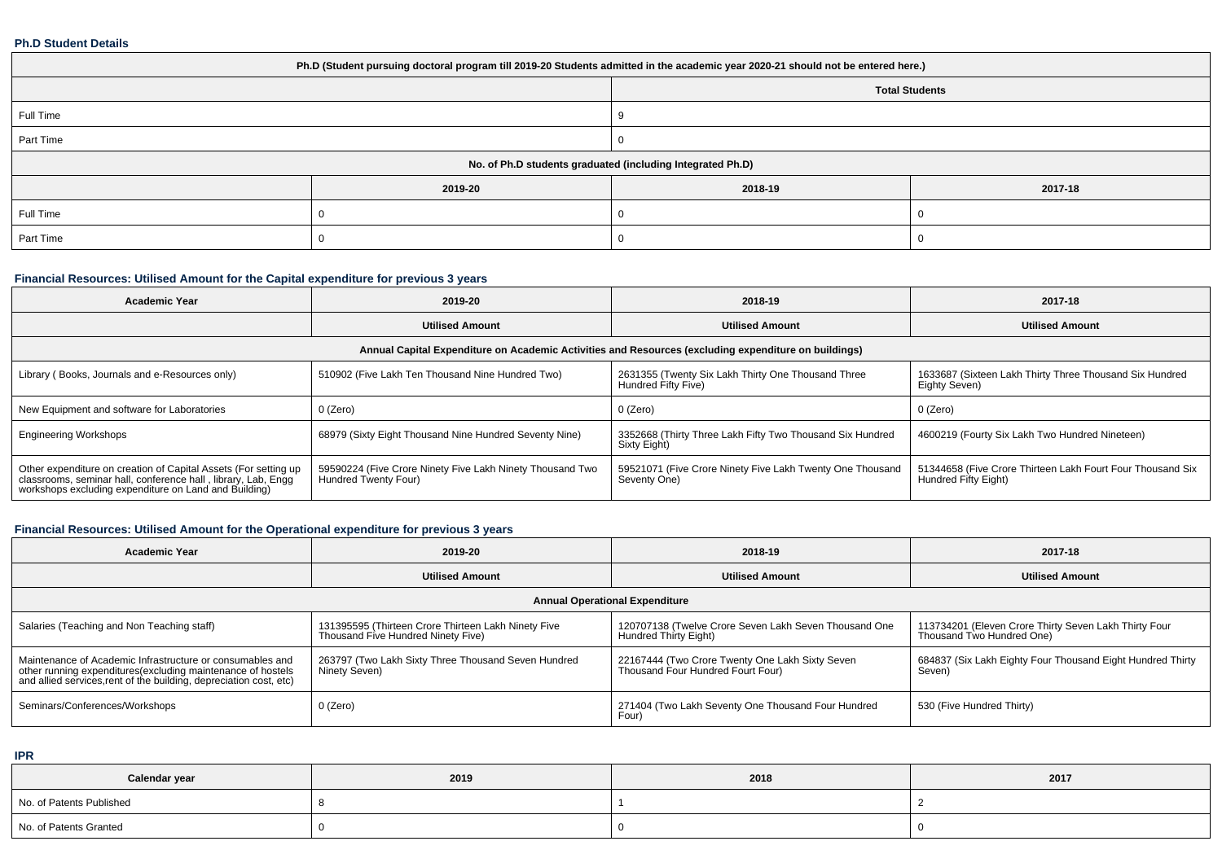**Ph.D Student Details**

| Ph.D (Student pursuing doctoral program till 2019-20 Students admitted in the academic year 2020-21 should not be entered here.) | | | |
|---|---|---|---|
| | | Total Students | |
| Full Time | | 9 | |
| Part Time | | 0 | |
| No. of Ph.D students graduated (including Integrated Ph.D) | | | |
| | 2019-20 | 2018-19 | 2017-18 |
| Full Time | 0 | 0 | 0 |
| Part Time | 0 | 0 | 0 |

**Financial Resources: Utilised Amount for the Capital expenditure for previous 3 years**

| Academic Year | 2019-20 | 2018-19 | 2017-18 |
|---|---|---|---|
| | Utilised Amount | Utilised Amount | Utilised Amount |
| Annual Capital Expenditure on Academic Activities and Resources (excluding expenditure on buildings) | | | |
| Library ( Books, Journals and e-Resources only) | 510902 (Five Lakh Ten Thousand Nine Hundred Two) | 2631355 (Twenty Six Lakh Thirty One Thousand Three Hundred Fifty Five) | 1633687 (Sixteen Lakh Thirty Three Thousand Six Hundred Eighty Seven) |
| New Equipment and software for Laboratories | 0 (Zero) | 0 (Zero) | 0 (Zero) |
| Engineering Workshops | 68979 (Sixty Eight Thousand Nine Hundred Seventy Nine) | 3352668 (Thirty Three Lakh Fifty Two Thousand Six Hundred Sixty Eight) | 4600219 (Fourty Six Lakh Two Hundred Nineteen) |
| Other expenditure on creation of Capital Assets (For setting up classrooms, seminar hall, conference hall , library, Lab, Engg workshops excluding expenditure on Land and Building) | 59590224 (Five Crore Ninety Five Lakh Ninety Thousand Two Hundred Twenty Four) | 59521071 (Five Crore Ninety Five Lakh Twenty One Thousand Seventy One) | 51344658 (Five Crore Thirteen Lakh Fourt Four Thousand Six Hundred Fifty Eight) |

**Financial Resources: Utilised Amount for the Operational expenditure for previous 3 years**

| Academic Year | 2019-20 | 2018-19 | 2017-18 |
|---|---|---|---|
| | Utilised Amount | Utilised Amount | Utilised Amount |
| Annual Operational Expenditure | | | |
| Salaries (Teaching and Non Teaching staff) | 131395595 (Thirteen Crore Thirteen Lakh Ninety Five Thousand Five Hundred Ninety Five) | 120707138 (Twelve Crore Seven Lakh Seven Thousand One Hundred Thirty Eight) | 113734201 (Eleven Crore Thirty Seven Lakh Thirty Four Thousand Two Hundred One) |
| Maintenance of Academic Infrastructure or consumables and other running expenditures(excluding maintenance of hostels and allied services,rent of the building, depreciation cost, etc) | 263797 (Two Lakh Sixty Three Thousand Seven Hundred Ninety Seven) | 22167444 (Two Crore Twenty One Lakh Sixty Seven Thousand Four Hundred Fourt Four) | 684837 (Six Lakh Eighty Four Thousand Eight Hundred Thirty Seven) |
| Seminars/Conferences/Workshops | 0 (Zero) | 271404 (Two Lakh Seventy One Thousand Four Hundred Four) | 530 (Five Hundred Thirty) |

**IPR**

| Calendar year | 2019 | 2018 | 2017 |
|---|---|---|---|
| No. of Patents Published | 8 | 1 | 2 |
| No. of Patents Granted | 0 | 0 | 0 |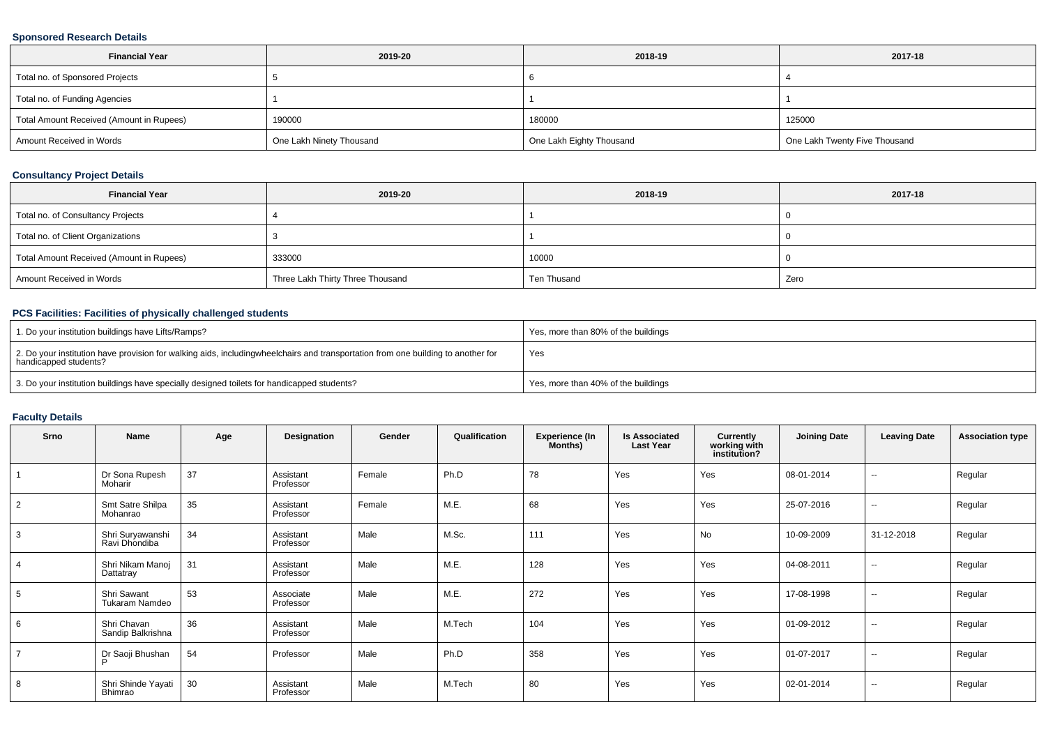### Sponsored Research Details

| Financial Year | 2019-20 | 2018-19 | 2017-18 |
|---|---|---|---|
| Total no. of Sponsored Projects | 5 | 6 | 4 |
| Total no. of Funding Agencies | 1 | 1 | 1 |
| Total Amount Received (Amount in Rupees) | 190000 | 180000 | 125000 |
| Amount Received in Words | One Lakh Ninety Thousand | One Lakh Eighty Thousand | One Lakh Twenty Five Thousand |

### Consultancy Project Details

| Financial Year | 2019-20 | 2018-19 | 2017-18 |
|---|---|---|---|
| Total no. of Consultancy Projects | 4 | 1 | 0 |
| Total no. of Client Organizations | 3 | 1 | 0 |
| Total Amount Received (Amount in Rupees) | 333000 | 10000 | 0 |
| Amount Received in Words | Three Lakh Thirty Three Thousand | Ten Thusand | Zero |

### PCS Facilities: Facilities of physically challenged students

| | |
|---|---|
| 1. Do your institution buildings have Lifts/Ramps? | Yes, more than 80% of the buildings |
| 2. Do your institution have provision for walking aids, includingwheelchairs and transportation from one building to another for handicapped students? | Yes |
| 3. Do your institution buildings have specially designed toilets for handicapped students? | Yes, more than 40% of the buildings |

### Faculty Details

| Srno | Name | Age | Designation | Gender | Qualification | Experience (In Months) | Is Associated Last Year | Currently working with institution? | Joining Date | Leaving Date | Association type |
|---|---|---|---|---|---|---|---|---|---|---|---|
| 1 | Dr Sona Rupesh Moharir | 37 | Assistant Professor | Female | Ph.D | 78 | Yes | Yes | 08-01-2014 | -- | Regular |
| 2 | Smt Satre Shilpa Mohanrao | 35 | Assistant Professor | Female | M.E. | 68 | Yes | Yes | 25-07-2016 | -- | Regular |
| 3 | Shri Suryawanshi Ravi Dhondiba | 34 | Assistant Professor | Male | M.Sc. | 111 | Yes | No | 10-09-2009 | 31-12-2018 | Regular |
| 4 | Shri Nikam Manoj Dattatray | 31 | Assistant Professor | Male | M.E. | 128 | Yes | Yes | 04-08-2011 | -- | Regular |
| 5 | Shri Sawant Tukaram Namdeo | 53 | Associate Professor | Male | M.E. | 272 | Yes | Yes | 17-08-1998 | -- | Regular |
| 6 | Shri Chavan Sandip Balkrishna | 36 | Assistant Professor | Male | M.Tech | 104 | Yes | Yes | 01-09-2012 | -- | Regular |
| 7 | Dr Saoji Bhushan P | 54 | Professor | Male | Ph.D | 358 | Yes | Yes | 01-07-2017 | -- | Regular |
| 8 | Shri Shinde Yayati Bhimrao | 30 | Assistant Professor | Male | M.Tech | 80 | Yes | Yes | 02-01-2014 | -- | Regular |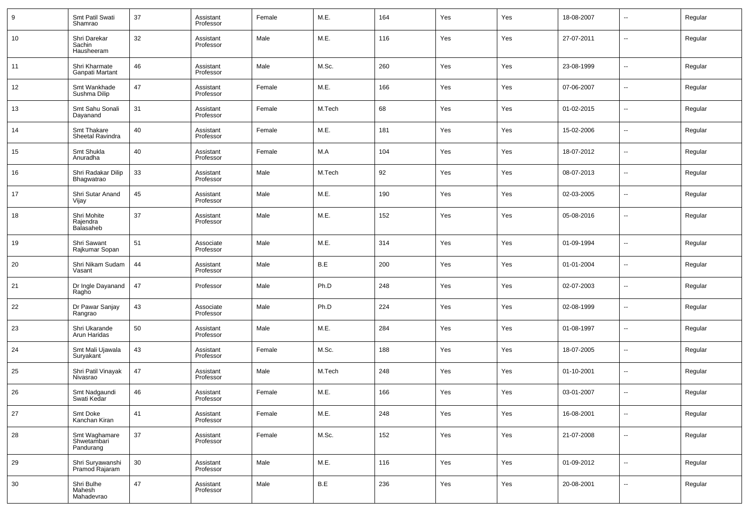| | | | | | | | | | | | |
|---|---|---|---|---|---|---|---|---|---|---|---|
| 9 | Smt Patil Swati Shamrao | 37 | Assistant Professor | Female | M.E. | 164 | Yes | Yes | 18-08-2007 | -- | Regular |
| 10 | Shri Darekar Sachin Hausheeram | 32 | Assistant Professor | Male | M.E. | 116 | Yes | Yes | 27-07-2011 | -- | Regular |
| 11 | Shri Kharmate Ganpati Martant | 46 | Assistant Professor | Male | M.Sc. | 260 | Yes | Yes | 23-08-1999 | -- | Regular |
| 12 | Smt Wankhade Sushma Dilip | 47 | Assistant Professor | Female | M.E. | 166 | Yes | Yes | 07-06-2007 | -- | Regular |
| 13 | Smt Sahu Sonali Dayanand | 31 | Assistant Professor | Female | M.Tech | 68 | Yes | Yes | 01-02-2015 | -- | Regular |
| 14 | Smt Thakare Sheetal Ravindra | 40 | Assistant Professor | Female | M.E. | 181 | Yes | Yes | 15-02-2006 | -- | Regular |
| 15 | Smt Shukla Anuradha | 40 | Assistant Professor | Female | M.A | 104 | Yes | Yes | 18-07-2012 | -- | Regular |
| 16 | Shri Radakar Dilip Bhagwatrao | 33 | Assistant Professor | Male | M.Tech | 92 | Yes | Yes | 08-07-2013 | -- | Regular |
| 17 | Shri Sutar Anand Vijay | 45 | Assistant Professor | Male | M.E. | 190 | Yes | Yes | 02-03-2005 | -- | Regular |
| 18 | Shri Mohite Rajendra Balasaheb | 37 | Assistant Professor | Male | M.E. | 152 | Yes | Yes | 05-08-2016 | -- | Regular |
| 19 | Shri Sawant Rajkumar Sopan | 51 | Associate Professor | Male | M.E. | 314 | Yes | Yes | 01-09-1994 | -- | Regular |
| 20 | Shri Nikam Sudam Vasant | 44 | Assistant Professor | Male | B.E | 200 | Yes | Yes | 01-01-2004 | -- | Regular |
| 21 | Dr Ingle Dayanand Ragho | 47 | Professor | Male | Ph.D | 248 | Yes | Yes | 02-07-2003 | -- | Regular |
| 22 | Dr Pawar Sanjay Rangrao | 43 | Associate Professor | Male | Ph.D | 224 | Yes | Yes | 02-08-1999 | -- | Regular |
| 23 | Shri Ukarande Arun Haridas | 50 | Assistant Professor | Male | M.E. | 284 | Yes | Yes | 01-08-1997 | -- | Regular |
| 24 | Smt Mali Ujawala Suryakant | 43 | Assistant Professor | Female | M.Sc. | 188 | Yes | Yes | 18-07-2005 | -- | Regular |
| 25 | Shri Patil Vinayak Nivasrao | 47 | Assistant Professor | Male | M.Tech | 248 | Yes | Yes | 01-10-2001 | -- | Regular |
| 26 | Smt Nadgaundi Swati Kedar | 46 | Assistant Professor | Female | M.E. | 166 | Yes | Yes | 03-01-2007 | -- | Regular |
| 27 | Smt Doke Kanchan Kiran | 41 | Assistant Professor | Female | M.E. | 248 | Yes | Yes | 16-08-2001 | -- | Regular |
| 28 | Smt Waghamare Shwetambari Pandurang | 37 | Assistant Professor | Female | M.Sc. | 152 | Yes | Yes | 21-07-2008 | -- | Regular |
| 29 | Shri Suryawanshi Pramod Rajaram | 30 | Assistant Professor | Male | M.E. | 116 | Yes | Yes | 01-09-2012 | -- | Regular |
| 30 | Shri Bulhe Mahesh Mahadevrao | 47 | Assistant Professor | Male | B.E | 236 | Yes | Yes | 20-08-2001 | -- | Regular |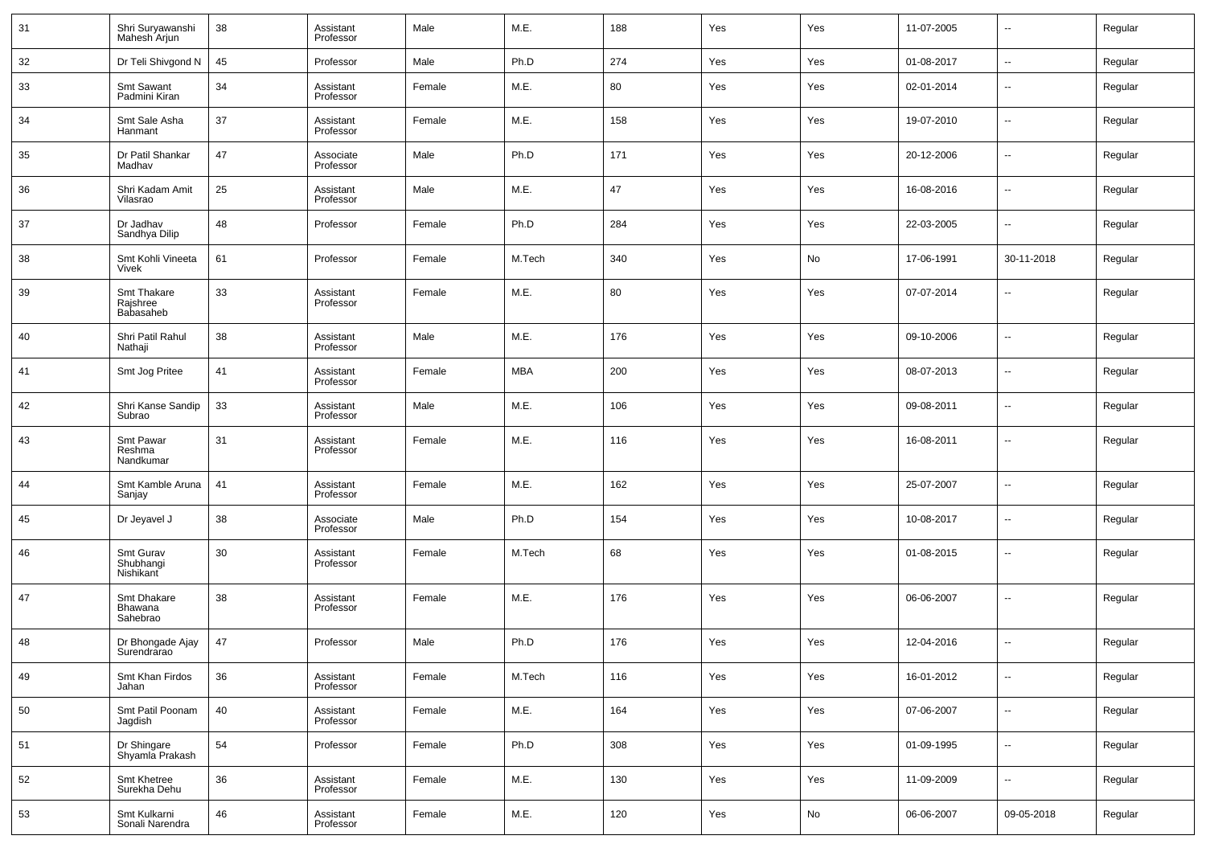| 31 | Shri Suryawanshi Mahesh Arjun | 38 | Assistant Professor | Male | M.E. | 188 | Yes | Yes | 11-07-2005 | -- | Regular |
|---|---|---|---|---|---|---|---|---|---|---|---|
| 32 | Dr Teli Shivgond N | 45 | Professor | Male | Ph.D | 274 | Yes | Yes | 01-08-2017 | -- | Regular |
| 33 | Smt Sawant Padmini Kiran | 34 | Assistant Professor | Female | M.E. | 80 | Yes | Yes | 02-01-2014 | -- | Regular |
| 34 | Smt Sale Asha Hanmant | 37 | Assistant Professor | Female | M.E. | 158 | Yes | Yes | 19-07-2010 | -- | Regular |
| 35 | Dr Patil Shankar Madhav | 47 | Associate Professor | Male | Ph.D | 171 | Yes | Yes | 20-12-2006 | -- | Regular |
| 36 | Shri Kadam Amit Vilasrao | 25 | Assistant Professor | Male | M.E. | 47 | Yes | Yes | 16-08-2016 | -- | Regular |
| 37 | Dr Jadhav Sandhya Dilip | 48 | Professor | Female | Ph.D | 284 | Yes | Yes | 22-03-2005 | -- | Regular |
| 38 | Smt Kohli Vineeta Vivek | 61 | Professor | Female | M.Tech | 340 | Yes | No | 17-06-1991 | 30-11-2018 | Regular |
| 39 | Smt Thakare Rajshree Babasaheb | 33 | Assistant Professor | Female | M.E. | 80 | Yes | Yes | 07-07-2014 | -- | Regular |
| 40 | Shri Patil Rahul Nathaji | 38 | Assistant Professor | Male | M.E. | 176 | Yes | Yes | 09-10-2006 | -- | Regular |
| 41 | Smt Jog Pritee | 41 | Assistant Professor | Female | MBA | 200 | Yes | Yes | 08-07-2013 | -- | Regular |
| 42 | Shri Kanse Sandip Subrao | 33 | Assistant Professor | Male | M.E. | 106 | Yes | Yes | 09-08-2011 | -- | Regular |
| 43 | Smt Pawar Reshma Nandkumar | 31 | Assistant Professor | Female | M.E. | 116 | Yes | Yes | 16-08-2011 | -- | Regular |
| 44 | Smt Kamble Aruna Sanjay | 41 | Assistant Professor | Female | M.E. | 162 | Yes | Yes | 25-07-2007 | -- | Regular |
| 45 | Dr Jeyavel J | 38 | Associate Professor | Male | Ph.D | 154 | Yes | Yes | 10-08-2017 | -- | Regular |
| 46 | Smt Gurav Shubhangi Nishikant | 30 | Assistant Professor | Female | M.Tech | 68 | Yes | Yes | 01-08-2015 | -- | Regular |
| 47 | Smt Dhakare Bhawana Sahebrao | 38 | Assistant Professor | Female | M.E. | 176 | Yes | Yes | 06-06-2007 | -- | Regular |
| 48 | Dr Bhongade Ajay Surendrarao | 47 | Professor | Male | Ph.D | 176 | Yes | Yes | 12-04-2016 | -- | Regular |
| 49 | Smt Khan Firdos Jahan | 36 | Assistant Professor | Female | M.Tech | 116 | Yes | Yes | 16-01-2012 | -- | Regular |
| 50 | Smt Patil Poonam Jagdish | 40 | Assistant Professor | Female | M.E. | 164 | Yes | Yes | 07-06-2007 | -- | Regular |
| 51 | Dr Shingare Shyamla Prakash | 54 | Professor | Female | Ph.D | 308 | Yes | Yes | 01-09-1995 | -- | Regular |
| 52 | Smt Khetree Surekha Dehu | 36 | Assistant Professor | Female | M.E. | 130 | Yes | Yes | 11-09-2009 | -- | Regular |
| 53 | Smt Kulkarni Sonali Narendra | 46 | Assistant Professor | Female | M.E. | 120 | Yes | No | 06-06-2007 | 09-05-2018 | Regular |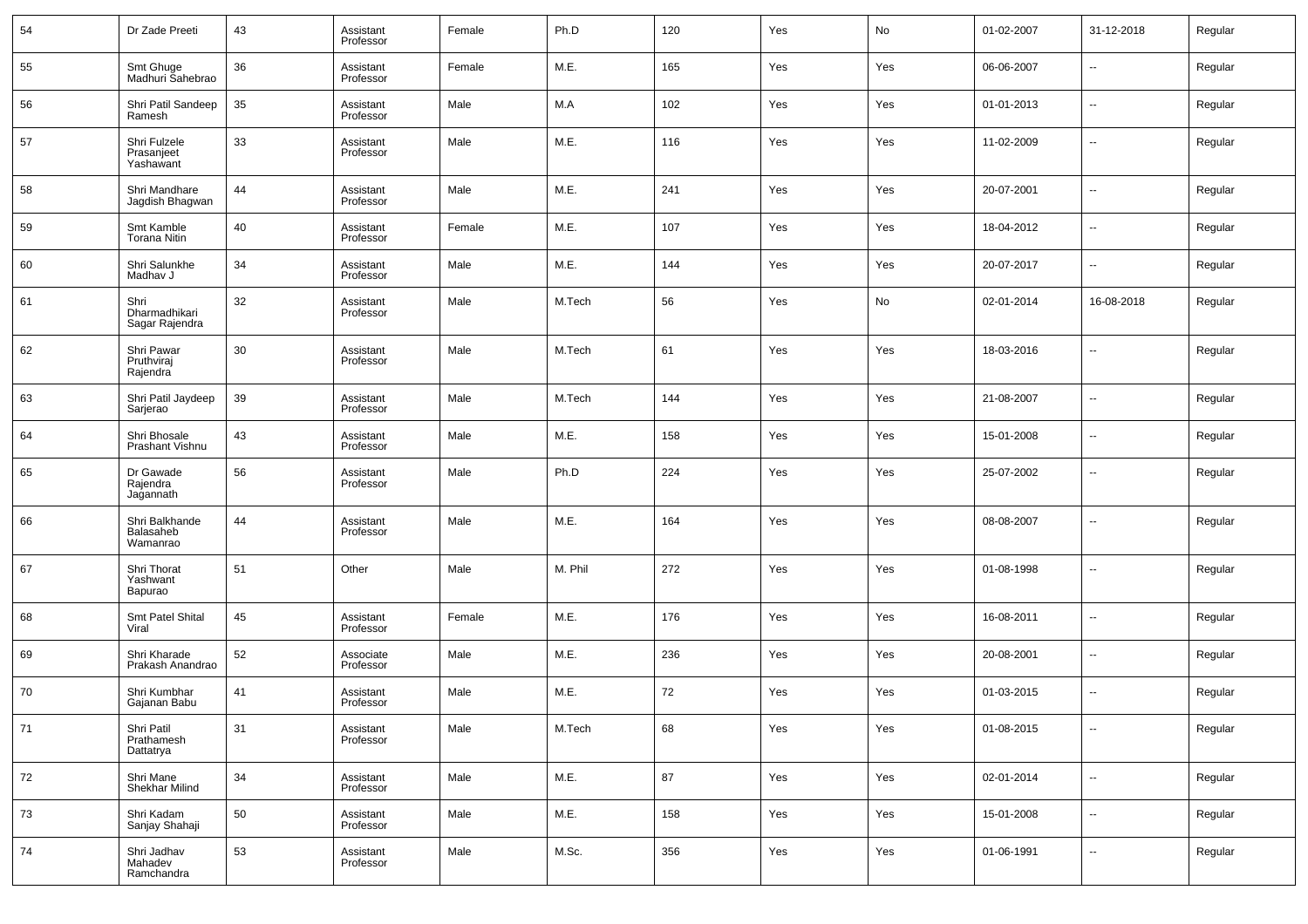| 54 | Dr Zade Preeti | 43 | Assistant Professor | Female | Ph.D | 120 | Yes | No | 01-02-2007 | 31-12-2018 | Regular |
|---|---|---|---|---|---|---|---|---|---|---|---|
| 55 | Smt Ghuge Madhuri Sahebrao | 36 | Assistant Professor | Female | M.E. | 165 | Yes | Yes | 06-06-2007 | -- | Regular |
| 56 | Shri Patil Sandeep Ramesh | 35 | Assistant Professor | Male | M.A | 102 | Yes | Yes | 01-01-2013 | -- | Regular |
| 57 | Shri Fulzele Prasanjeet Yashawant | 33 | Assistant Professor | Male | M.E. | 116 | Yes | Yes | 11-02-2009 | -- | Regular |
| 58 | Shri Mandhare Jagdish Bhagwan | 44 | Assistant Professor | Male | M.E. | 241 | Yes | Yes | 20-07-2001 | -- | Regular |
| 59 | Smt Kamble Torana Nitin | 40 | Assistant Professor | Female | M.E. | 107 | Yes | Yes | 18-04-2012 | -- | Regular |
| 60 | Shri Salunkhe Madhav J | 34 | Assistant Professor | Male | M.E. | 144 | Yes | Yes | 20-07-2017 | -- | Regular |
| 61 | Shri Dharmadhikari Sagar Rajendra | 32 | Assistant Professor | Male | M.Tech | 56 | Yes | No | 02-01-2014 | 16-08-2018 | Regular |
| 62 | Shri Pawar Pruthviraj Rajendra | 30 | Assistant Professor | Male | M.Tech | 61 | Yes | Yes | 18-03-2016 | -- | Regular |
| 63 | Shri Patil Jaydeep Sarjerao | 39 | Assistant Professor | Male | M.Tech | 144 | Yes | Yes | 21-08-2007 | -- | Regular |
| 64 | Shri Bhosale Prashant Vishnu | 43 | Assistant Professor | Male | M.E. | 158 | Yes | Yes | 15-01-2008 | -- | Regular |
| 65 | Dr Gawade Rajendra Jagannath | 56 | Assistant Professor | Male | Ph.D | 224 | Yes | Yes | 25-07-2002 | -- | Regular |
| 66 | Shri Balkhande Balasaheb Wamanrao | 44 | Assistant Professor | Male | M.E. | 164 | Yes | Yes | 08-08-2007 | -- | Regular |
| 67 | Shri Thorat Yashwant Bapurao | 51 | Other | Male | M. Phil | 272 | Yes | Yes | 01-08-1998 | -- | Regular |
| 68 | Smt Patel Shital Viral | 45 | Assistant Professor | Female | M.E. | 176 | Yes | Yes | 16-08-2011 | -- | Regular |
| 69 | Shri Kharade Prakash Anandrao | 52 | Associate Professor | Male | M.E. | 236 | Yes | Yes | 20-08-2001 | -- | Regular |
| 70 | Shri Kumbhar Gajanan Babu | 41 | Assistant Professor | Male | M.E. | 72 | Yes | Yes | 01-03-2015 | -- | Regular |
| 71 | Shri Patil Prathamesh Dattatrya | 31 | Assistant Professor | Male | M.Tech | 68 | Yes | Yes | 01-08-2015 | -- | Regular |
| 72 | Shri Mane Shekhar Milind | 34 | Assistant Professor | Male | M.E. | 87 | Yes | Yes | 02-01-2014 | -- | Regular |
| 73 | Shri Kadam Sanjay Shahaji | 50 | Assistant Professor | Male | M.E. | 158 | Yes | Yes | 15-01-2008 | -- | Regular |
| 74 | Shri Jadhav Mahadev Ramchandra | 53 | Assistant Professor | Male | M.Sc. | 356 | Yes | Yes | 01-06-1991 | -- | Regular |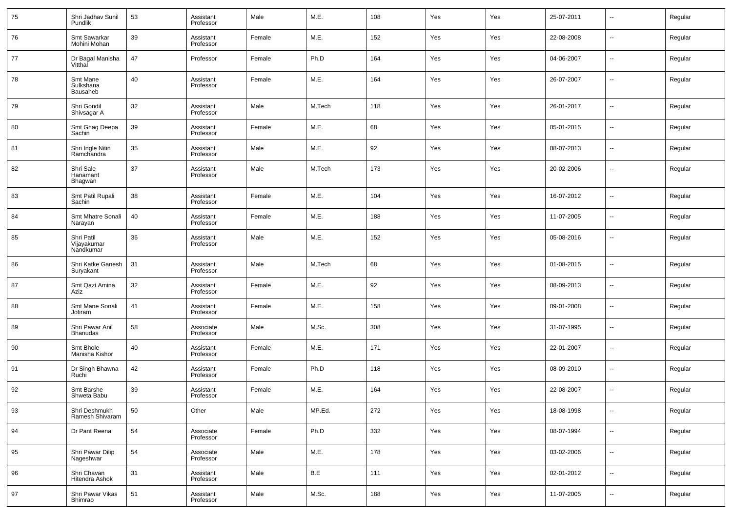| | | | | | | | | | | | |
|---|---|---|---|---|---|---|---|---|---|---|---|
| 75 | Shri Jadhav Sunil Pundlik | 53 | Assistant Professor | Male | M.E. | 108 | Yes | Yes | 25-07-2011 | -- | Regular |
| 76 | Smt Sawarkar Mohini Mohan | 39 | Assistant Professor | Female | M.E. | 152 | Yes | Yes | 22-08-2008 | -- | Regular |
| 77 | Dr Bagal Manisha Vitthal | 47 | Professor | Female | Ph.D | 164 | Yes | Yes | 04-06-2007 | -- | Regular |
| 78 | Smt Mane Sulkshana Bausaheb | 40 | Assistant Professor | Female | M.E. | 164 | Yes | Yes | 26-07-2007 | -- | Regular |
| 79 | Shri Gondil Shivsagar A | 32 | Assistant Professor | Male | M.Tech | 118 | Yes | Yes | 26-01-2017 | -- | Regular |
| 80 | Smt Ghag Deepa Sachin | 39 | Assistant Professor | Female | M.E. | 68 | Yes | Yes | 05-01-2015 | -- | Regular |
| 81 | Shri Ingle Nitin Ramchandra | 35 | Assistant Professor | Male | M.E. | 92 | Yes | Yes | 08-07-2013 | -- | Regular |
| 82 | Shri Sale Hanamant Bhagwan | 37 | Assistant Professor | Male | M.Tech | 173 | Yes | Yes | 20-02-2006 | -- | Regular |
| 83 | Smt Patil Rupali Sachin | 38 | Assistant Professor | Female | M.E. | 104 | Yes | Yes | 16-07-2012 | -- | Regular |
| 84 | Smt Mhatre Sonali Narayan | 40 | Assistant Professor | Female | M.E. | 188 | Yes | Yes | 11-07-2005 | -- | Regular |
| 85 | Shri Patil Vijayakumar Nandkumar | 36 | Assistant Professor | Male | M.E. | 152 | Yes | Yes | 05-08-2016 | -- | Regular |
| 86 | Shri Katke Ganesh Suryakant | 31 | Assistant Professor | Male | M.Tech | 68 | Yes | Yes | 01-08-2015 | -- | Regular |
| 87 | Smt Qazi Amina Aziz | 32 | Assistant Professor | Female | M.E. | 92 | Yes | Yes | 08-09-2013 | -- | Regular |
| 88 | Smt Mane Sonali Jotiram | 41 | Assistant Professor | Female | M.E. | 158 | Yes | Yes | 09-01-2008 | -- | Regular |
| 89 | Shri Pawar Anil Bhanudas | 58 | Associate Professor | Male | M.Sc. | 308 | Yes | Yes | 31-07-1995 | -- | Regular |
| 90 | Smt Bhole Manisha Kishor | 40 | Assistant Professor | Female | M.E. | 171 | Yes | Yes | 22-01-2007 | -- | Regular |
| 91 | Dr Singh Bhawna Ruchi | 42 | Assistant Professor | Female | Ph.D | 118 | Yes | Yes | 08-09-2010 | -- | Regular |
| 92 | Smt Barshe Shweta Babu | 39 | Assistant Professor | Female | M.E. | 164 | Yes | Yes | 22-08-2007 | -- | Regular |
| 93 | Shri Deshmukh Ramesh Shivaram | 50 | Other | Male | MP.Ed. | 272 | Yes | Yes | 18-08-1998 | -- | Regular |
| 94 | Dr Pant Reena | 54 | Associate Professor | Female | Ph.D | 332 | Yes | Yes | 08-07-1994 | -- | Regular |
| 95 | Shri Pawar Dilip Nageshwar | 54 | Associate Professor | Male | M.E. | 178 | Yes | Yes | 03-02-2006 | -- | Regular |
| 96 | Shri Chavan Hitendra Ashok | 31 | Assistant Professor | Male | B.E | 111 | Yes | Yes | 02-01-2012 | -- | Regular |
| 97 | Shri Pawar Vikas Bhimrao | 51 | Assistant Professor | Male | M.Sc. | 188 | Yes | Yes | 11-07-2005 | -- | Regular |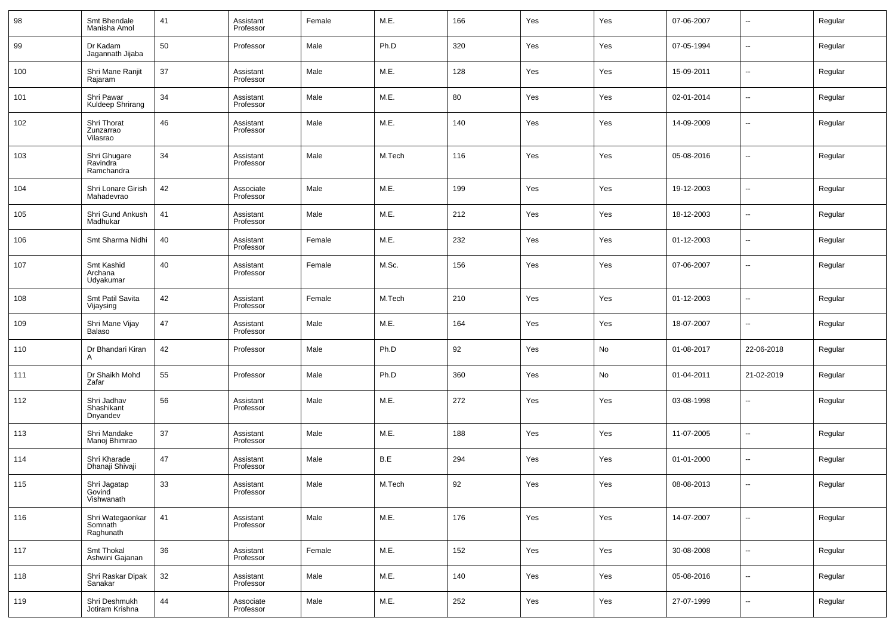| 98 | Smt Bhendale Manisha Amol | 41 | Assistant Professor | Female | M.E. | 166 | Yes | Yes | 07-06-2007 | -- | Regular |
|---|---|---|---|---|---|---|---|---|---|---|---|
| 99 | Dr Kadam Jagannath Jijaba | 50 | Professor | Male | Ph.D | 320 | Yes | Yes | 07-05-1994 | -- | Regular |
| 100 | Shri Mane Ranjit Rajaram | 37 | Assistant Professor | Male | M.E. | 128 | Yes | Yes | 15-09-2011 | -- | Regular |
| 101 | Shri Pawar Kuldeep Shrirang | 34 | Assistant Professor | Male | M.E. | 80 | Yes | Yes | 02-01-2014 | -- | Regular |
| 102 | Shri Thorat Zunzarrao Vilasrao | 46 | Assistant Professor | Male | M.E. | 140 | Yes | Yes | 14-09-2009 | -- | Regular |
| 103 | Shri Ghugare Ravindra Ramchandra | 34 | Assistant Professor | Male | M.Tech | 116 | Yes | Yes | 05-08-2016 | -- | Regular |
| 104 | Shri Lonare Girish Mahadevrao | 42 | Associate Professor | Male | M.E. | 199 | Yes | Yes | 19-12-2003 | -- | Regular |
| 105 | Shri Gund Ankush Madhukar | 41 | Assistant Professor | Male | M.E. | 212 | Yes | Yes | 18-12-2003 | -- | Regular |
| 106 | Smt Sharma Nidhi | 40 | Assistant Professor | Female | M.E. | 232 | Yes | Yes | 01-12-2003 | -- | Regular |
| 107 | Smt Kashid Archana Udyakumar | 40 | Assistant Professor | Female | M.Sc. | 156 | Yes | Yes | 07-06-2007 | -- | Regular |
| 108 | Smt Patil Savita Vijaysing | 42 | Assistant Professor | Female | M.Tech | 210 | Yes | Yes | 01-12-2003 | -- | Regular |
| 109 | Shri Mane Vijay Balaso | 47 | Assistant Professor | Male | M.E. | 164 | Yes | Yes | 18-07-2007 | -- | Regular |
| 110 | Dr Bhandari Kiran A | 42 | Professor | Male | Ph.D | 92 | Yes | No | 01-08-2017 | 22-06-2018 | Regular |
| 111 | Dr Shaikh Mohd Zafar | 55 | Professor | Male | Ph.D | 360 | Yes | No | 01-04-2011 | 21-02-2019 | Regular |
| 112 | Shri Jadhav Shashikant Dnyandev | 56 | Assistant Professor | Male | M.E. | 272 | Yes | Yes | 03-08-1998 | -- | Regular |
| 113 | Shri Mandake Manoj Bhimrao | 37 | Assistant Professor | Male | M.E. | 188 | Yes | Yes | 11-07-2005 | -- | Regular |
| 114 | Shri Kharade Dhanaji Shivaji | 47 | Assistant Professor | Male | B.E | 294 | Yes | Yes | 01-01-2000 | -- | Regular |
| 115 | Shri Jagatap Govind Vishwanath | 33 | Assistant Professor | Male | M.Tech | 92 | Yes | Yes | 08-08-2013 | -- | Regular |
| 116 | Shri Wategaonkar Somnath Raghunath | 41 | Assistant Professor | Male | M.E. | 176 | Yes | Yes | 14-07-2007 | -- | Regular |
| 117 | Smt Thokal Ashwini Gajanan | 36 | Assistant Professor | Female | M.E. | 152 | Yes | Yes | 30-08-2008 | -- | Regular |
| 118 | Shri Raskar Dipak Sanakar | 32 | Assistant Professor | Male | M.E. | 140 | Yes | Yes | 05-08-2016 | -- | Regular |
| 119 | Shri Deshmukh Jotiram Krishna | 44 | Associate Professor | Male | M.E. | 252 | Yes | Yes | 27-07-1999 | -- | Regular |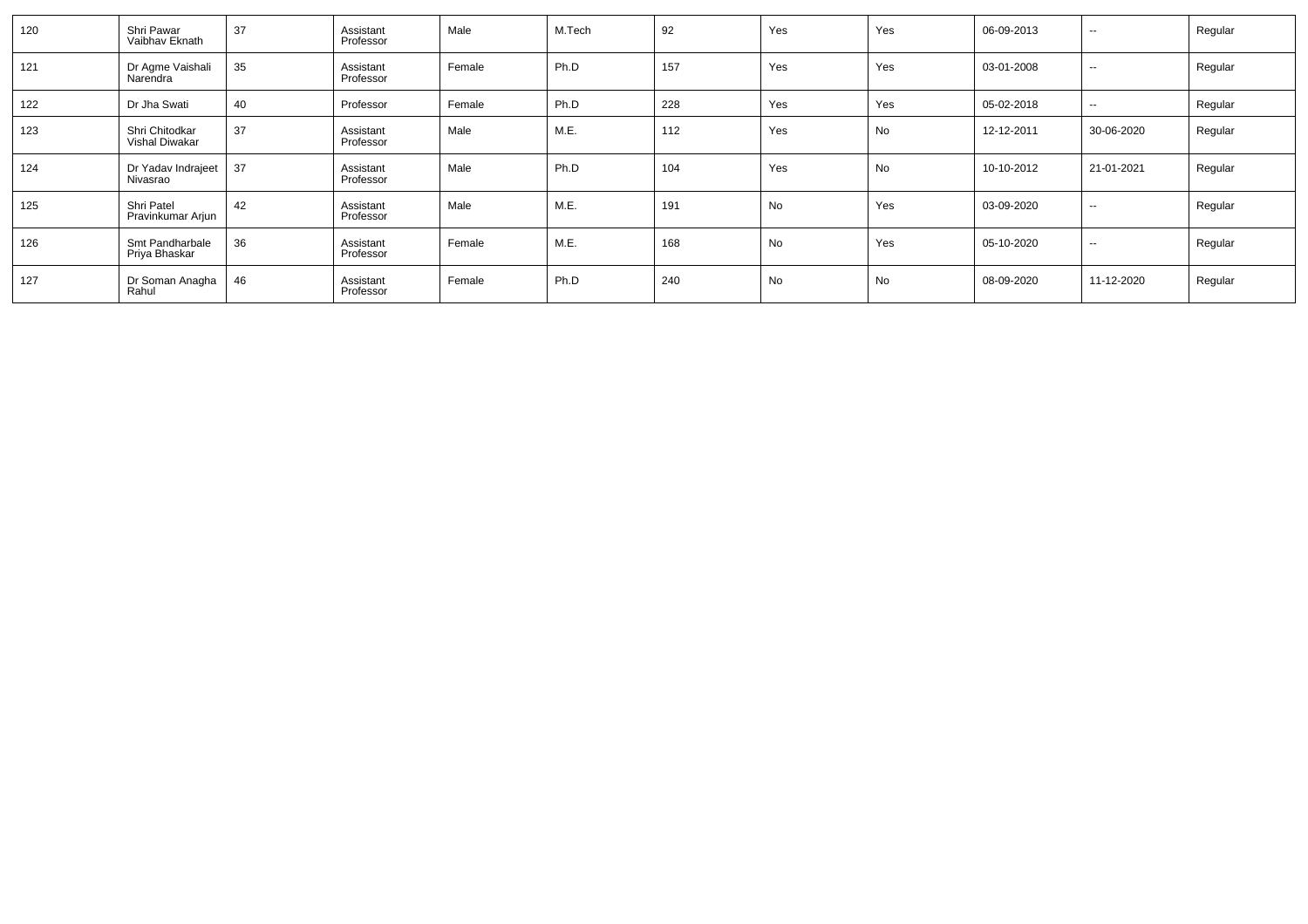| | | | | | | | | | | | |
|---|---|---|---|---|---|---|---|---|---|---|---|
| 120 | Shri Pawar Vaibhav Eknath | 37 | Assistant Professor | Male | M.Tech | 92 | Yes | Yes | 06-09-2013 | -- | Regular |
| 121 | Dr Agme Vaishali Narendra | 35 | Assistant Professor | Female | Ph.D | 157 | Yes | Yes | 03-01-2008 | -- | Regular |
| 122 | Dr Jha Swati | 40 | Professor | Female | Ph.D | 228 | Yes | Yes | 05-02-2018 | -- | Regular |
| 123 | Shri Chitodkar Vishal Diwakar | 37 | Assistant Professor | Male | M.E. | 112 | Yes | No | 12-12-2011 | 30-06-2020 | Regular |
| 124 | Dr Yadav Indrajeet Nivasrao | 37 | Assistant Professor | Male | Ph.D | 104 | Yes | No | 10-10-2012 | 21-01-2021 | Regular |
| 125 | Shri Patel Pravinkumar Arjun | 42 | Assistant Professor | Male | M.E. | 191 | No | Yes | 03-09-2020 | -- | Regular |
| 126 | Smt Pandharbale Priya Bhaskar | 36 | Assistant Professor | Female | M.E. | 168 | No | Yes | 05-10-2020 | -- | Regular |
| 127 | Dr Soman Anagha Rahul | 46 | Assistant Professor | Female | Ph.D | 240 | No | No | 08-09-2020 | 11-12-2020 | Regular |